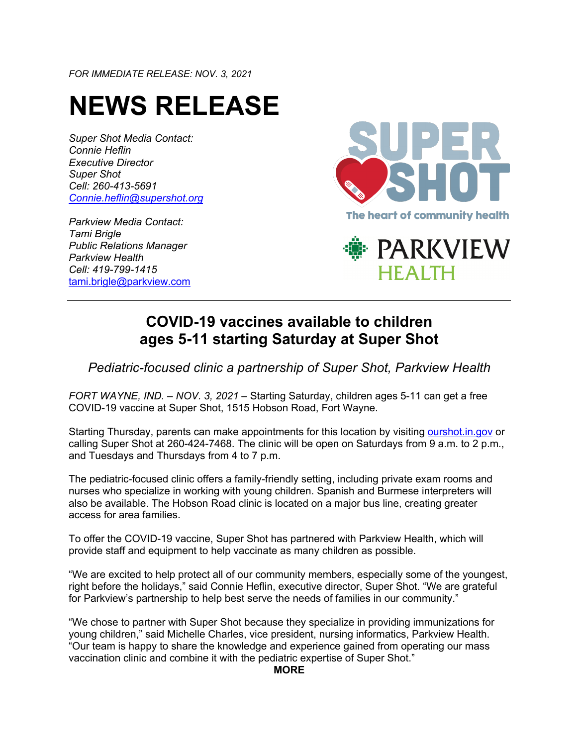*FOR IMMEDIATE RELEASE: NOV. 3, 2021*

# NEWS RELEASE

*Super Shot Media Contact:*
*Connie Heflin*
*Executive Director*
*Super Shot*
*Cell: 260-413-5691*
*Connie.heflin@supershot.org*

*Parkview Media Contact:*
*Tami Brigle*
*Public Relations Manager*
*Parkview Health*
*Cell: 419-799-1415*
tami.brigle@parkview.com

SUPER SHOT
The heart of community health

PARKVIEW HEALTH

---

## COVID-19 vaccines available to children ages 5-11 starting Saturday at Super Shot

*Pediatric-focused clinic a partnership of Super Shot, Parkview Health*

*FORT WAYNE, IND. – NOV. 3, 2021* – Starting Saturday, children ages 5-11 can get a free COVID-19 vaccine at Super Shot, 1515 Hobson Road, Fort Wayne.

Starting Thursday, parents can make appointments for this location by visiting ourshot.in.gov or calling Super Shot at 260-424-7468. The clinic will be open on Saturdays from 9 a.m. to 2 p.m., and Tuesdays and Thursdays from 4 to 7 p.m.

The pediatric-focused clinic offers a family-friendly setting, including private exam rooms and nurses who specialize in working with young children. Spanish and Burmese interpreters will also be available. The Hobson Road clinic is located on a major bus line, creating greater access for area families.

To offer the COVID-19 vaccine, Super Shot has partnered with Parkview Health, which will provide staff and equipment to help vaccinate as many children as possible.

"We are excited to help protect all of our community members, especially some of the youngest, right before the holidays," said Connie Heflin, executive director, Super Shot. "We are grateful for Parkview's partnership to help best serve the needs of families in our community."

"We chose to partner with Super Shot because they specialize in providing immunizations for young children," said Michelle Charles, vice president, nursing informatics, Parkview Health. "Our team is happy to share the knowledge and experience gained from operating our mass vaccination clinic and combine it with the pediatric expertise of Super Shot."

**MORE**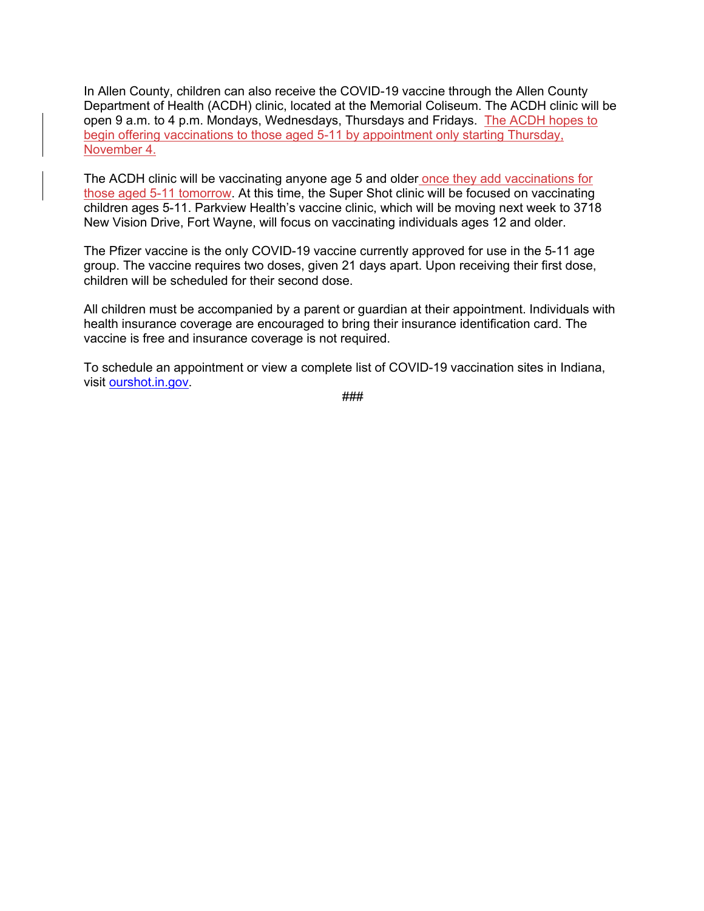In Allen County, children can also receive the COVID-19 vaccine through the Allen County Department of Health (ACDH) clinic, located at the Memorial Coliseum. The ACDH clinic will be open 9 a.m. to 4 p.m. Mondays, Wednesdays, Thursdays and Fridays. The ACDH hopes to begin offering vaccinations to those aged 5-11 by appointment only starting Thursday, November 4.

The ACDH clinic will be vaccinating anyone age 5 and older once they add vaccinations for those aged 5-11 tomorrow. At this time, the Super Shot clinic will be focused on vaccinating children ages 5-11. Parkview Health's vaccine clinic, which will be moving next week to 3718 New Vision Drive, Fort Wayne, will focus on vaccinating individuals ages 12 and older.

The Pfizer vaccine is the only COVID-19 vaccine currently approved for use in the 5-11 age group. The vaccine requires two doses, given 21 days apart. Upon receiving their first dose, children will be scheduled for their second dose.

All children must be accompanied by a parent or guardian at their appointment. Individuals with health insurance coverage are encouraged to bring their insurance identification card. The vaccine is free and insurance coverage is not required.

To schedule an appointment or view a complete list of COVID-19 vaccination sites in Indiana, visit ourshot.in.gov.

###